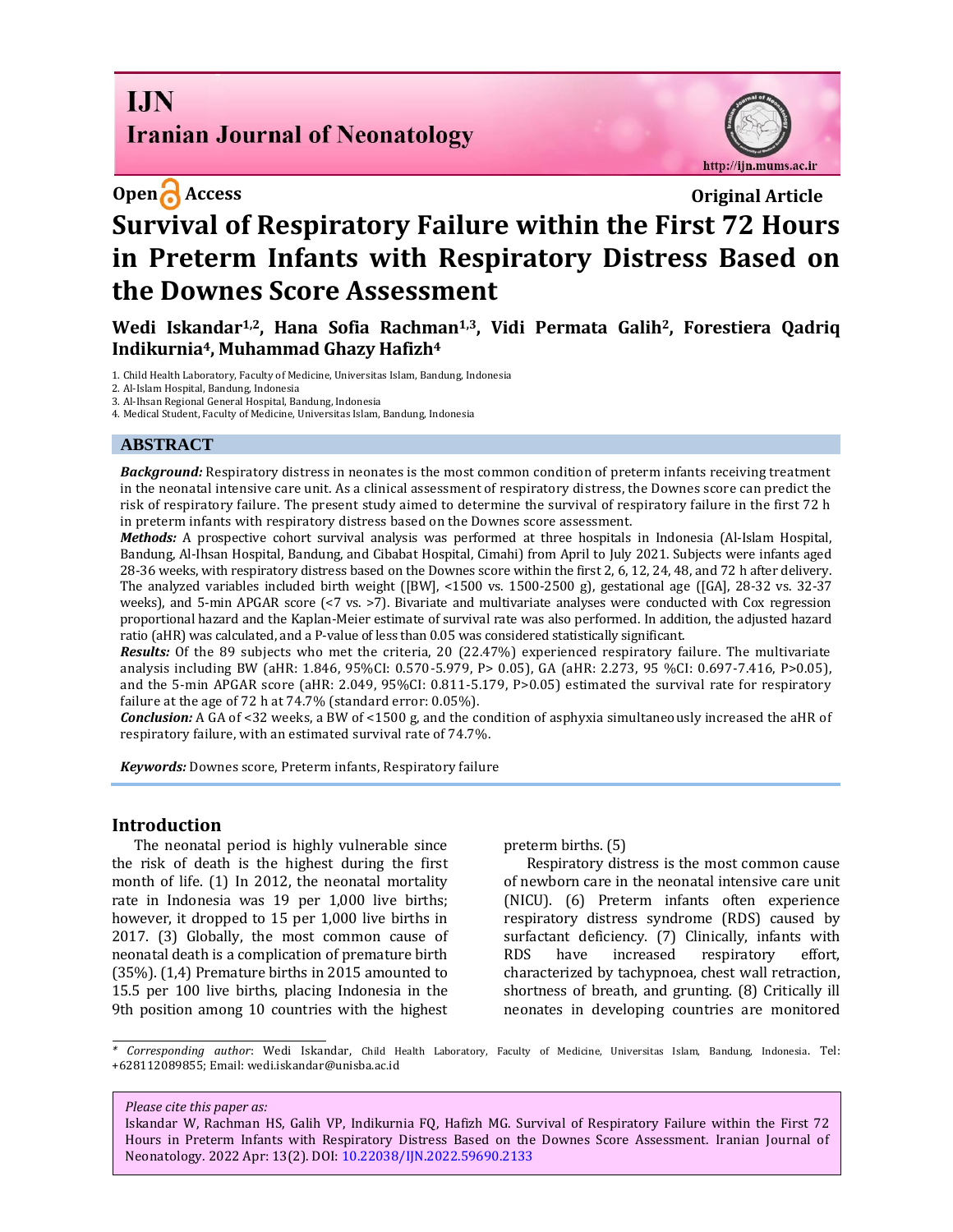IJN

Iranian Journal of Neonatology

http://ijn.mums.ac.ir

Open Access

Original Article

# Survival of Respiratory Failure within the First 72 Hours in Preterm Infants with Respiratory Distress Based on the Downes Score Assessment

**Wedi Iskandar[1,2], Hana Sofia Rachman[1,3], Vidi Permata Galih[2], Forestiera Qadriq Indikurnia[4], Muhammad Ghazy Hafizh[4]**

1. Child Health Laboratory, Faculty of Medicine, Universitas Islam, Bandung, Indonesia
2. Al-Islam Hospital, Bandung, Indonesia
3. Al-Ihsan Regional General Hospital, Bandung, Indonesia
4. Medical Student, Faculty of Medicine, Universitas Islam, Bandung, Indonesia

## ABSTRACT

***Background:*** Respiratory distress in neonates is the most common condition of preterm infants receiving treatment in the neonatal intensive care unit. As a clinical assessment of respiratory distress, the Downes score can predict the risk of respiratory failure. The present study aimed to determine the survival of respiratory failure in the first 72 h in preterm infants with respiratory distress based on the Downes score assessment.

***Methods:*** A prospective cohort survival analysis was performed at three hospitals in Indonesia (Al-Islam Hospital, Bandung, Al-Ihsan Hospital, Bandung, and Cibabat Hospital, Cimahi) from April to July 2021. Subjects were infants aged 28-36 weeks, with respiratory distress based on the Downes score within the first 2, 6, 12, 24, 48, and 72 h after delivery. The analyzed variables included birth weight ([BW], <1500 vs. 1500-2500 g), gestational age ([GA], 28-32 vs. 32-37 weeks), and 5-min APGAR score (<7 vs. >7). Bivariate and multivariate analyses were conducted with Cox regression proportional hazard and the Kaplan-Meier estimate of survival rate was also performed. In addition, the adjusted hazard ratio (aHR) was calculated, and a P-value of less than 0.05 was considered statistically significant.

***Results:*** Of the 89 subjects who met the criteria, 20 (22.47%) experienced respiratory failure. The multivariate analysis including BW (aHR: 1.846, 95%CI: 0.570-5.979, P> 0.05), GA (aHR: 2.273, 95 %CI: 0.697-7.416, P>0.05), and the 5-min APGAR score (aHR: 2.049, 95%CI: 0.811-5.179, P>0.05) estimated the survival rate for respiratory failure at the age of 72 h at 74.7% (standard error: 0.05%).

***Conclusion:*** A GA of <32 weeks, a BW of <1500 g, and the condition of asphyxia simultaneously increased the aHR of respiratory failure, with an estimated survival rate of 74.7%.

***Keywords:*** Downes score, Preterm infants, Respiratory failure

## Introduction

The neonatal period is highly vulnerable since the risk of death is the highest during the first month of life. (1) In 2012, the neonatal mortality rate in Indonesia was 19 per 1,000 live births; however, it dropped to 15 per 1,000 live births in 2017. (3) Globally, the most common cause of neonatal death is a complication of premature birth (35%). (1,4) Premature births in 2015 amounted to 15.5 per 100 live births, placing Indonesia in the 9th position among 10 countries with the highest preterm births. (5)

Respiratory distress is the most common cause of newborn care in the neonatal intensive care unit (NICU). (6) Preterm infants often experience respiratory distress syndrome (RDS) caused by surfactant deficiency. (7) Clinically, infants with RDS have increased respiratory effort, characterized by tachypnoea, chest wall retraction, shortness of breath, and grunting. (8) Critically ill neonates in developing countries are monitored

\* *Corresponding author*: Wedi Iskandar, Child Health Laboratory, Faculty of Medicine, Universitas Islam, Bandung, Indonesia. Tel: +628112089855; Email: wedi.iskandar@unisba.ac.id

*Please cite this paper as:*
Iskandar W, Rachman HS, Galih VP, Indikurnia FQ, Hafizh MG. Survival of Respiratory Failure within the First 72 Hours in Preterm Infants with Respiratory Distress Based on the Downes Score Assessment. Iranian Journal of Neonatology. 2022 Apr: 13(2). DOI: 10.22038/IJN.2022.59690.2133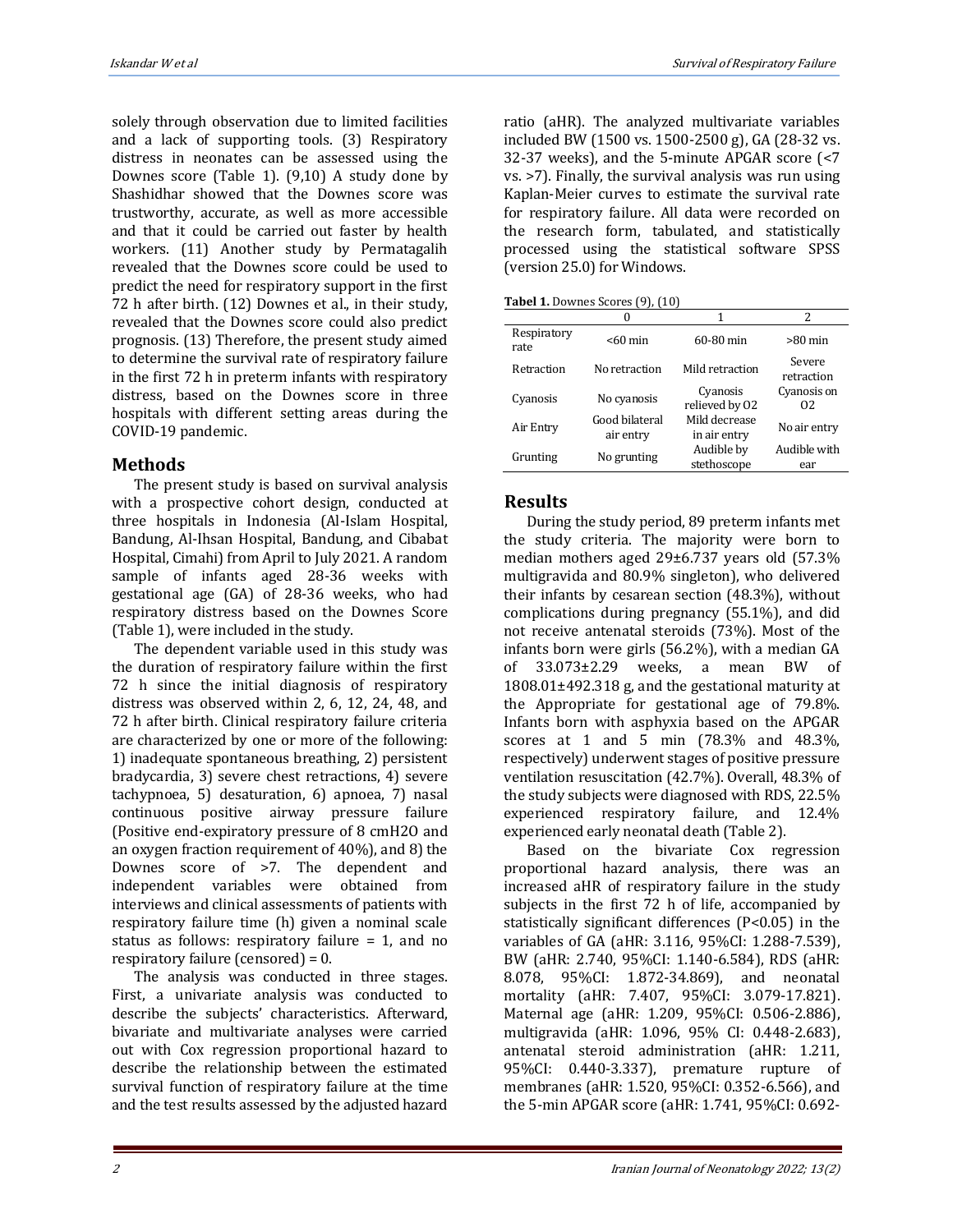solely through observation due to limited facilities and a lack of supporting tools. (3) Respiratory distress in neonates can be assessed using the Downes score (Table 1). (9,10) A study done by Shashidhar showed that the Downes score was trustworthy, accurate, as well as more accessible and that it could be carried out faster by health workers. (11) Another study by Permatagalih revealed that the Downes score could be used to predict the need for respiratory support in the first 72 h after birth. (12) Downes et al., in their study, revealed that the Downes score could also predict prognosis. (13) Therefore, the present study aimed to determine the survival rate of respiratory failure in the first 72 h in preterm infants with respiratory distress, based on the Downes score in three hospitals with different setting areas during the COVID-19 pandemic.

## Methods

The present study is based on survival analysis with a prospective cohort design, conducted at three hospitals in Indonesia (Al-Islam Hospital, Bandung, Al-Ihsan Hospital, Bandung, and Cibabat Hospital, Cimahi) from April to July 2021. A random sample of infants aged 28-36 weeks with gestational age (GA) of 28-36 weeks, who had respiratory distress based on the Downes Score (Table 1), were included in the study.

The dependent variable used in this study was the duration of respiratory failure within the first 72 h since the initial diagnosis of respiratory distress was observed within 2, 6, 12, 24, 48, and 72 h after birth. Clinical respiratory failure criteria are characterized by one or more of the following: 1) inadequate spontaneous breathing, 2) persistent bradycardia, 3) severe chest retractions, 4) severe tachypnoea, 5) desaturation, 6) apnoea, 7) nasal continuous positive airway pressure failure (Positive end-expiratory pressure of 8 cmH2O and an oxygen fraction requirement of 40%), and 8) the Downes score of >7. The dependent and independent variables were obtained from interviews and clinical assessments of patients with respiratory failure time (h) given a nominal scale status as follows: respiratory failure = 1, and no respiratory failure (censored) = 0.

The analysis was conducted in three stages. First, a univariate analysis was conducted to describe the subjects' characteristics. Afterward, bivariate and multivariate analyses were carried out with Cox regression proportional hazard to describe the relationship between the estimated survival function of respiratory failure at the time and the test results assessed by the adjusted hazard ratio (aHR). The analyzed multivariate variables included BW (1500 vs. 1500-2500 g), GA (28-32 vs. 32-37 weeks), and the 5-minute APGAR score (<7 vs. >7). Finally, the survival analysis was run using Kaplan-Meier curves to estimate the survival rate for respiratory failure. All data were recorded on the research form, tabulated, and statistically processed using the statistical software SPSS (version 25.0) for Windows.

**Tabel 1.** Downes Scores (9), (10)

| | 0 | 1 | 2 |
|---|---|---|---|
| Respiratory rate | <60 min | 60-80 min | >80 min |
| Retraction | No retraction | Mild retraction | Severe retraction |
| Cyanosis | No cyanosis | Cyanosis relieved by O2 | Cyanosis on O2 |
| Air Entry | Good bilateral air entry | Mild decrease in air entry | No air entry |
| Grunting | No grunting | Audible by stethoscope | Audible with ear |

## Results

During the study period, 89 preterm infants met the study criteria. The majority were born to median mothers aged 29±6.737 years old (57.3% multigravida and 80.9% singleton), who delivered their infants by cesarean section (48.3%), without complications during pregnancy (55.1%), and did not receive antenatal steroids (73%). Most of the infants born were girls (56.2%), with a median GA of 33.073±2.29 weeks, a mean BW of 1808.01±492.318 g, and the gestational maturity at the Appropriate for gestational age of 79.8%. Infants born with asphyxia based on the APGAR scores at 1 and 5 min (78.3% and 48.3%, respectively) underwent stages of positive pressure ventilation resuscitation (42.7%). Overall, 48.3% of the study subjects were diagnosed with RDS, 22.5% experienced respiratory failure, and 12.4% experienced early neonatal death (Table 2).

Based on the bivariate Cox regression proportional hazard analysis, there was an increased aHR of respiratory failure in the study subjects in the first 72 h of life, accompanied by statistically significant differences ($P<0.05$) in the variables of GA (aHR: 3.116, 95%CI: 1.288-7.539), BW (aHR: 2.740, 95%CI: 1.140-6.584), RDS (aHR: 8.078, 95%CI: 1.872-34.869), and neonatal mortality (aHR: 7.407, 95%CI: 3.079-17.821). Maternal age (aHR: 1.209, 95%CI: 0.506-2.886), multigravida (aHR: 1.096, 95% CI: 0.448-2.683), antenatal steroid administration (aHR: 1.211, 95%CI: 0.440-3.337), premature rupture of membranes (aHR: 1.520, 95%CI: 0.352-6.566), and the 5-min APGAR score (aHR: 1.741, 95%CI: 0.692-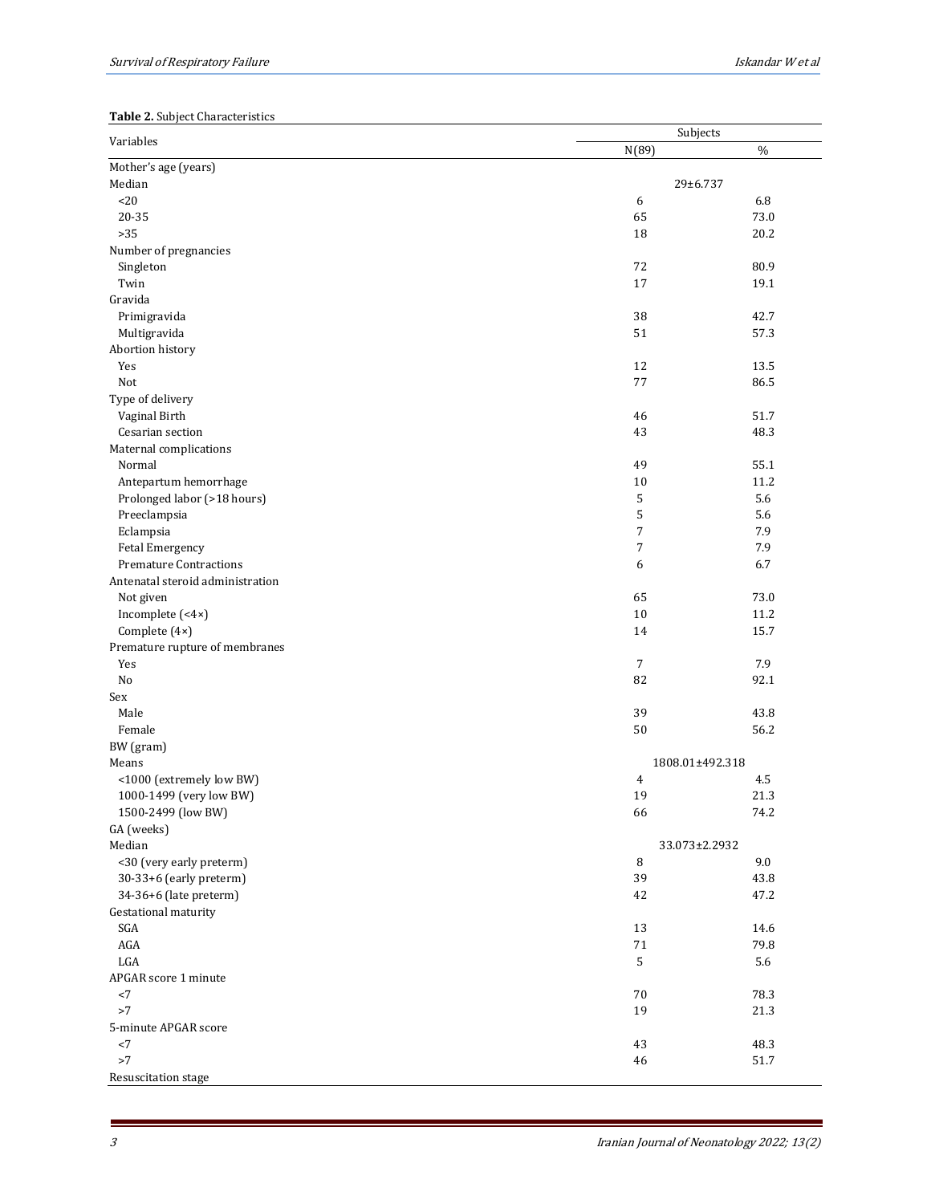**Table 2.** Subject Characteristics

| Variables | Subjects | |
|---|---|---|
| | N(89) | % |
| Mother's age (years) | | |
| Median | 29±6.737 | |
| <20 | 6 | 6.8 |
| 20-35 | 65 | 73.0 |
| >35 | 18 | 20.2 |
| Number of pregnancies | | |
| Singleton | 72 | 80.9 |
| Twin | 17 | 19.1 |
| Gravida | | |
| Primigravida | 38 | 42.7 |
| Multigravida | 51 | 57.3 |
| Abortion history | | |
| Yes | 12 | 13.5 |
| Not | 77 | 86.5 |
| Type of delivery | | |
| Vaginal Birth | 46 | 51.7 |
| Cesarian section | 43 | 48.3 |
| Maternal complications | | |
| Normal | 49 | 55.1 |
| Antepartum hemorrhage | 10 | 11.2 |
| Prolonged labor (>18 hours) | 5 | 5.6 |
| Preeclampsia | 5 | 5.6 |
| Eclampsia | 7 | 7.9 |
| Fetal Emergency | 7 | 7.9 |
| Premature Contractions | 6 | 6.7 |
| Antenatal steroid administration | | |
| Not given | 65 | 73.0 |
| Incomplete (<4×) | 10 | 11.2 |
| Complete (4×) | 14 | 15.7 |
| Premature rupture of membranes | | |
| Yes | 7 | 7.9 |
| No | 82 | 92.1 |
| Sex | | |
| Male | 39 | 43.8 |
| Female | 50 | 56.2 |
| BW (gram) | | |
| Means | 1808.01±492.318 | |
| <1000 (extremely low BW) | 4 | 4.5 |
| 1000-1499 (very low BW) | 19 | 21.3 |
| 1500-2499 (low BW) | 66 | 74.2 |
| GA (weeks) | | |
| Median | 33.073±2.2932 | |
| <30 (very early preterm) | 8 | 9.0 |
| 30-33+6 (early preterm) | 39 | 43.8 |
| 34-36+6 (late preterm) | 42 | 47.2 |
| Gestational maturity | | |
| SGA | 13 | 14.6 |
| AGA | 71 | 79.8 |
| LGA | 5 | 5.6 |
| APGAR score 1 minute | | |
| <7 | 70 | 78.3 |
| >7 | 19 | 21.3 |
| 5-minute APGAR score | | |
| <7 | 43 | 48.3 |
| >7 | 46 | 51.7 |
| Resuscitation stage | | |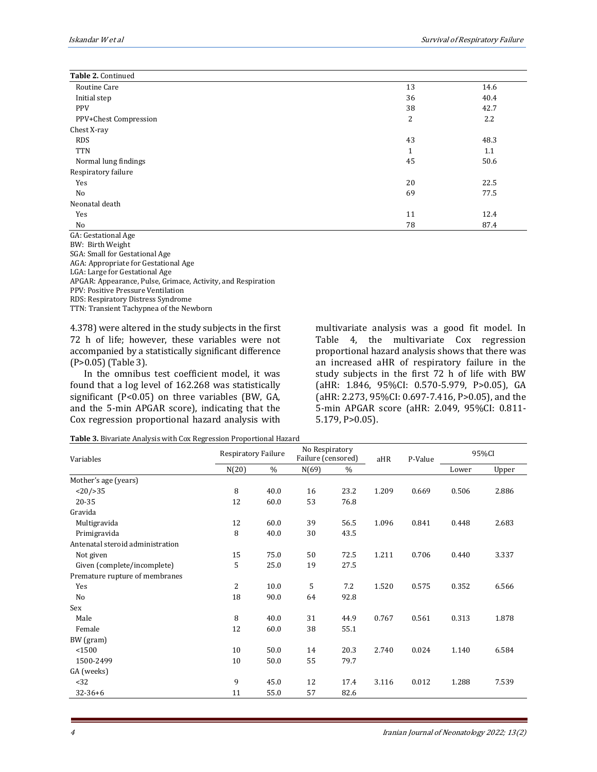**Table 2.** Continued

| | | |
|---|---|---|
| Routine Care | 13 | 14.6 |
| Initial step | 36 | 40.4 |
| PPV | 38 | 42.7 |
| PPV+Chest Compression | 2 | 2.2 |
| Chest X-ray | | |
| RDS | 43 | 48.3 |
| TTN | 1 | 1.1 |
| Normal lung findings | 45 | 50.6 |
| Respiratory failure | | |
| Yes | 20 | 22.5 |
| No | 69 | 77.5 |
| Neonatal death | | |
| Yes | 11 | 12.4 |
| No | 78 | 87.4 |

GA: Gestational Age
BW: Birth Weight
SGA: Small for Gestational Age
AGA: Appropriate for Gestational Age
LGA: Large for Gestational Age
APGAR: Appearance, Pulse, Grimace, Activity, and Respiration
PPV: Positive Pressure Ventilation
RDS: Respiratory Distress Syndrome
TTN: Transient Tachypnea of the Newborn

4.378) were altered in the study subjects in the first 72 h of life; however, these variables were not accompanied by a statistically significant difference (P>0.05) (Table 3).

In the omnibus test coefficient model, it was found that a log level of 162.268 was statistically significant (P<0.05) on three variables (BW, GA, and the 5-min APGAR score), indicating that the Cox regression proportional hazard analysis with multivariate analysis was a good fit model. In Table 4, the multivariate Cox regression proportional hazard analysis shows that there was an increased aHR of respiratory failure in the study subjects in the first 72 h of life with BW (aHR: 1.846, 95%CI: 0.570-5.979, P>0.05), GA (aHR: 2.273, 95%CI: 0.697-7.416, P>0.05), and the 5-min APGAR score (aHR: 2.049, 95%CI: 0.811-5.179, P>0.05).

**Table 3.** Bivariate Analysis with Cox Regression Proportional Hazard

| Variables | Respiratory Failure | | No Respiratory Failure (censored) | | aHR | P-Value | 95%CI | |
|---|---|---|---|---|---|---|---|---|
| | N(20) | % | N(69) | % | | | Lower | Upper |
| Mother's age (years) | | | | | | | | |
| <20/>35 | 8 | 40.0 | 16 | 23.2 | 1.209 | 0.669 | 0.506 | 2.886 |
| 20-35 | 12 | 60.0 | 53 | 76.8 | | | | |
| Gravida | | | | | | | | |
| Multigravida | 12 | 60.0 | 39 | 56.5 | 1.096 | 0.841 | 0.448 | 2.683 |
| Primigravida | 8 | 40.0 | 30 | 43.5 | | | | |
| Antenatal steroid administration | | | | | | | | |
| Not given | 15 | 75.0 | 50 | 72.5 | 1.211 | 0.706 | 0.440 | 3.337 |
| Given (complete/incomplete) | 5 | 25.0 | 19 | 27.5 | | | | |
| Premature rupture of membranes | | | | | | | | |
| Yes | 2 | 10.0 | 5 | 7.2 | 1.520 | 0.575 | 0.352 | 6.566 |
| No | 18 | 90.0 | 64 | 92.8 | | | | |
| Sex | | | | | | | | |
| Male | 8 | 40.0 | 31 | 44.9 | 0.767 | 0.561 | 0.313 | 1.878 |
| Female | 12 | 60.0 | 38 | 55.1 | | | | |
| BW (gram) | | | | | | | | |
| <1500 | 10 | 50.0 | 14 | 20.3 | 2.740 | 0.024 | 1.140 | 6.584 |
| 1500-2499 | 10 | 50.0 | 55 | 79.7 | | | | |
| GA (weeks) | | | | | | | | |
| <32 | 9 | 45.0 | 12 | 17.4 | 3.116 | 0.012 | 1.288 | 7.539 |
| 32-36+6 | 11 | 55.0 | 57 | 82.6 | | | | |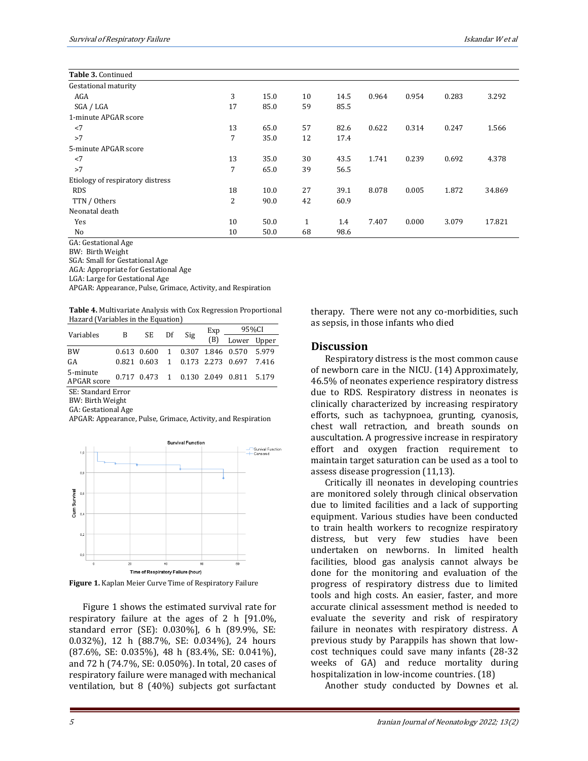| **Table 3.** Continued | | | | | | | | |
|---|---|---|---|---|---|---|---|---|
| Gestational maturity | | | | | | | | |
| AGA | 3 | 15.0 | 10 | 14.5 | 0.964 | 0.954 | 0.283 | 3.292 |
| SGA / LGA | 17 | 85.0 | 59 | 85.5 | | | | |
| 1-minute APGAR score | | | | | | | | |
| <7 | 13 | 65.0 | 57 | 82.6 | 0.622 | 0.314 | 0.247 | 1.566 |
| >7 | 7 | 35.0 | 12 | 17.4 | | | | |
| 5-minute APGAR score | | | | | | | | |
| <7 | 13 | 35.0 | 30 | 43.5 | 1.741 | 0.239 | 0.692 | 4.378 |
| >7 | 7 | 65.0 | 39 | 56.5 | | | | |
| Etiology of respiratory distress | | | | | | | | |
| RDS | 18 | 10.0 | 27 | 39.1 | 8.078 | 0.005 | 1.872 | 34.869 |
| TTN / Others | 2 | 90.0 | 42 | 60.9 | | | | |
| Neonatal death | | | | | | | | |
| Yes | 10 | 50.0 | 1 | 1.4 | 7.407 | 0.000 | 3.079 | 17.821 |
| No | 10 | 50.0 | 68 | 98.6 | | | | |

GA: Gestational Age
BW: Birth Weight
SGA: Small for Gestational Age
AGA: Appropriate for Gestational Age
LGA: Large for Gestational Age
APGAR: Appearance, Pulse, Grimace, Activity, and Respiration

**Table 4.** Multivariate Analysis with Cox Regression Proportional Hazard (Variables in the Equation)

| Variables | B | SE | Df | Sig | Exp (B) | 95%CI | |
|---|---|---|---|---|---|---|---|
| | | | | | | Lower | Upper |
| BW | 0.613 | 0.600 | 1 | 0.307 | 1.846 | 0.570 | 5.979 |
| GA | 0.821 | 0.603 | 1 | 0.173 | 2.273 | 0.697 | 7.416 |
| 5-minute APGAR score | 0.717 | 0.473 | 1 | 0.130 | 2.049 | 0.811 | 5.179 |

SE: Standard Error
BW: Birth Weight
GA: Gestational Age
APGAR: Appearance, Pulse, Grimace, Activity, and Respiration

**Figure 1.** Kaplan Meier Curve Time of Respiratory Failure

Figure 1 shows the estimated survival rate for respiratory failure at the ages of 2 h [91.0%, standard error (SE): 0.030%], 6 h (89.9%, SE: 0.032%), 12 h (88.7%, SE: 0.034%), 24 hours (87.6%, SE: 0.035%), 48 h (83.4%, SE: 0.041%), and 72 h (74.7%, SE: 0.050%). In total, 20 cases of respiratory failure were managed with mechanical ventilation, but 8 (40%) subjects got surfactant therapy. There were not any co-morbidities, such as sepsis, in those infants who died

## Discussion

Respiratory distress is the most common cause of newborn care in the NICU. (14) Approximately, 46.5% of neonates experience respiratory distress due to RDS. Respiratory distress in neonates is clinically characterized by increasing respiratory efforts, such as tachypnoea, grunting, cyanosis, chest wall retraction, and breath sounds on auscultation. A progressive increase in respiratory effort and oxygen fraction requirement to maintain target saturation can be used as a tool to assess disease progression (11,13).

Critically ill neonates in developing countries are monitored solely through clinical observation due to limited facilities and a lack of supporting equipment. Various studies have been conducted to train health workers to recognize respiratory distress, but very few studies have been undertaken on newborns. In limited health facilities, blood gas analysis cannot always be done for the monitoring and evaluation of the progress of respiratory distress due to limited tools and high costs. An easier, faster, and more accurate clinical assessment method is needed to evaluate the severity and risk of respiratory failure in neonates with respiratory distress. A previous study by Parappils has shown that low-cost techniques could save many infants (28-32 weeks of GA) and reduce mortality during hospitalization in low-income countries. (18)

Another study conducted by Downes et al.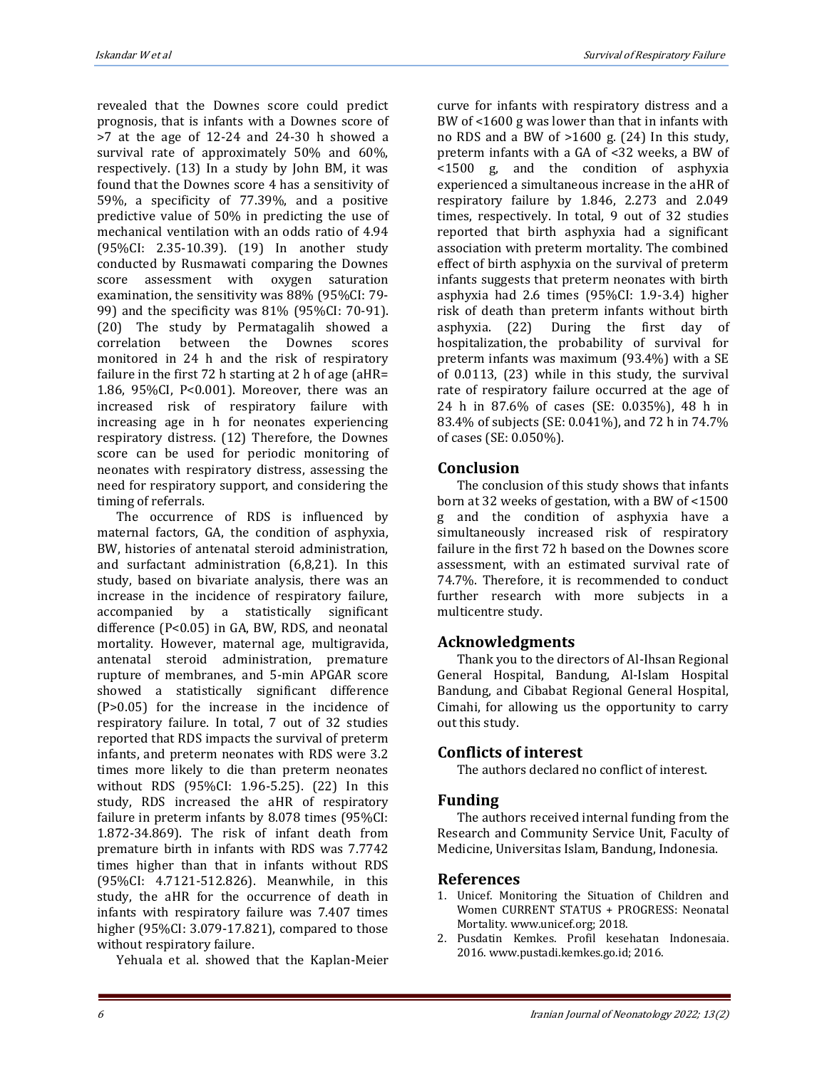revealed that the Downes score could predict prognosis, that is infants with a Downes score of >7 at the age of 12-24 and 24-30 h showed a survival rate of approximately 50% and 60%, respectively. (13) In a study by John BM, it was found that the Downes score 4 has a sensitivity of 59%, a specificity of 77.39%, and a positive predictive value of 50% in predicting the use of mechanical ventilation with an odds ratio of 4.94 (95%CI: 2.35-10.39). (19) In another study conducted by Rusmawati comparing the Downes score assessment with oxygen saturation examination, the sensitivity was 88% (95%CI: 79-99) and the specificity was 81% (95%CI: 70-91). (20) The study by Permatagalih showed a correlation between the Downes scores monitored in 24 h and the risk of respiratory failure in the first 72 h starting at 2 h of age (aHR= 1.86, 95%CI, P<0.001). Moreover, there was an increased risk of respiratory failure with increasing age in h for neonates experiencing respiratory distress. (12) Therefore, the Downes score can be used for periodic monitoring of neonates with respiratory distress, assessing the need for respiratory support, and considering the timing of referrals.

The occurrence of RDS is influenced by maternal factors, GA, the condition of asphyxia, BW, histories of antenatal steroid administration, and surfactant administration (6,8,21). In this study, based on bivariate analysis, there was an increase in the incidence of respiratory failure, accompanied by a statistically significant difference (P<0.05) in GA, BW, RDS, and neonatal mortality. However, maternal age, multigravida, antenatal steroid administration, premature rupture of membranes, and 5-min APGAR score showed a statistically significant difference (P>0.05) for the increase in the incidence of respiratory failure. In total, 7 out of 32 studies reported that RDS impacts the survival of preterm infants, and preterm neonates with RDS were 3.2 times more likely to die than preterm neonates without RDS (95%CI: 1.96-5.25). (22) In this study, RDS increased the aHR of respiratory failure in preterm infants by 8.078 times (95%CI: 1.872-34.869). The risk of infant death from premature birth in infants with RDS was 7.7742 times higher than that in infants without RDS (95%CI: 4.7121-512.826). Meanwhile, in this study, the aHR for the occurrence of death in infants with respiratory failure was 7.407 times higher (95%CI: 3.079-17.821), compared to those without respiratory failure.

Yehuala et al. showed that the Kaplan-Meier curve for infants with respiratory distress and a BW of <1600 g was lower than that in infants with no RDS and a BW of >1600 g. (24) In this study, preterm infants with a GA of <32 weeks, a BW of <1500 g, and the condition of asphyxia experienced a simultaneous increase in the aHR of respiratory failure by 1.846, 2.273 and 2.049 times, respectively. In total, 9 out of 32 studies reported that birth asphyxia had a significant association with preterm mortality. The combined effect of birth asphyxia on the survival of preterm infants suggests that preterm neonates with birth asphyxia had 2.6 times (95%CI: 1.9-3.4) higher risk of death than preterm infants without birth asphyxia. (22) During the first day of hospitalization, the probability of survival for preterm infants was maximum (93.4%) with a SE of 0.0113, (23) while in this study, the survival rate of respiratory failure occurred at the age of 24 h in 87.6% of cases (SE: 0.035%), 48 h in 83.4% of subjects (SE: 0.041%), and 72 h in 74.7% of cases (SE: 0.050%).

## Conclusion

The conclusion of this study shows that infants born at 32 weeks of gestation, with a BW of <1500 g and the condition of asphyxia have a simultaneously increased risk of respiratory failure in the first 72 h based on the Downes score assessment, with an estimated survival rate of 74.7%. Therefore, it is recommended to conduct further research with more subjects in a multicentre study.

## Acknowledgments

Thank you to the directors of Al-Ihsan Regional General Hospital, Bandung, Al-Islam Hospital Bandung, and Cibabat Regional General Hospital, Cimahi, for allowing us the opportunity to carry out this study.

## Conflicts of interest

The authors declared no conflict of interest.

## Funding

The authors received internal funding from the Research and Community Service Unit, Faculty of Medicine, Universitas Islam, Bandung, Indonesia.

## References

1. Unicef. Monitoring the Situation of Children and Women CURRENT STATUS + PROGRESS: Neonatal Mortality. www.unicef.org; 2018.
2. Pusdatin Kemkes. Profil kesehatan Indonesaia. 2016. www.pustadi.kemkes.go.id; 2016.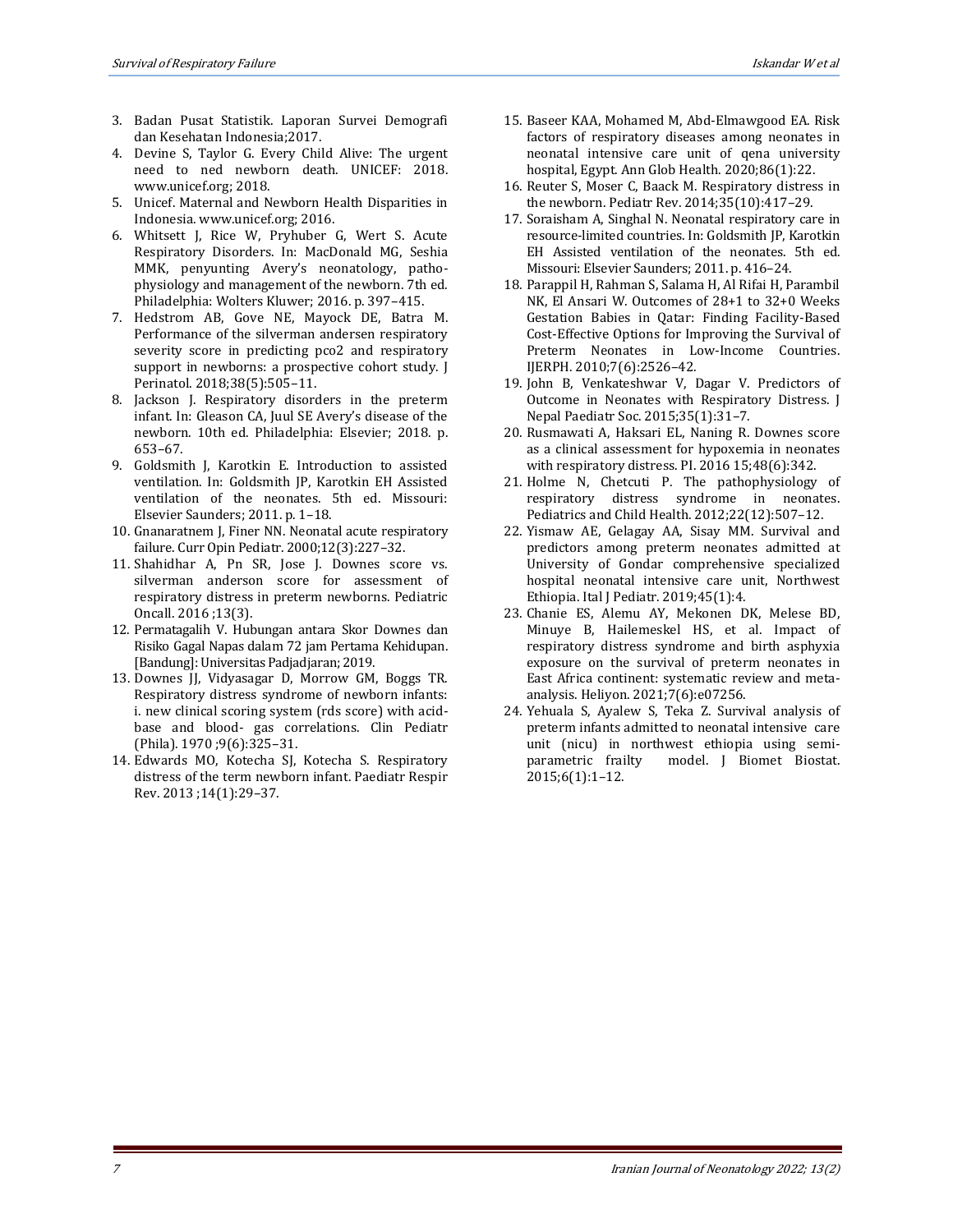3. Badan Pusat Statistik. Laporan Survei Demografi dan Kesehatan Indonesia;2017.
4. Devine S, Taylor G. Every Child Alive: The urgent need to ned newborn death. UNICEF: 2018. www.unicef.org; 2018.
5. Unicef. Maternal and Newborn Health Disparities in Indonesia. www.unicef.org; 2016.
6. Whitsett J, Rice W, Pryhuber G, Wert S. Acute Respiratory Disorders. In: MacDonald MG, Seshia MMK, penyunting Avery's neonatology, patho-physiology and management of the newborn. 7th ed. Philadelphia: Wolters Kluwer; 2016. p. 397–415.
7. Hedstrom AB, Gove NE, Mayock DE, Batra M. Performance of the silverman andersen respiratory severity score in predicting pco2 and respiratory support in newborns: a prospective cohort study. J Perinatol. 2018;38(5):505–11.
8. Jackson J. Respiratory disorders in the preterm infant. In: Gleason CA, Juul SE Avery's disease of the newborn. 10th ed. Philadelphia: Elsevier; 2018. p. 653–67.
9. Goldsmith J, Karotkin E. Introduction to assisted ventilation. In: Goldsmith JP, Karotkin EH Assisted ventilation of the neonates. 5th ed. Missouri: Elsevier Saunders; 2011. p. 1–18.
10. Gnanaratnem J, Finer NN. Neonatal acute respiratory failure. Curr Opin Pediatr. 2000;12(3):227–32.
11. Shahidhar A, Pn SR, Jose J. Downes score vs. silverman anderson score for assessment of respiratory distress in preterm newborns. Pediatric Oncall. 2016 ;13(3).
12. Permatagalih V. Hubungan antara Skor Downes dan Risiko Gagal Napas dalam 72 jam Pertama Kehidupan. [Bandung]: Universitas Padjadjaran; 2019.
13. Downes JJ, Vidyasagar D, Morrow GM, Boggs TR. Respiratory distress syndrome of newborn infants: i. new clinical scoring system (rds score) with acid-base and blood- gas correlations. Clin Pediatr (Phila). 1970 ;9(6):325–31.
14. Edwards MO, Kotecha SJ, Kotecha S. Respiratory distress of the term newborn infant. Paediatr Respir Rev. 2013 ;14(1):29–37.
15. Baseer KAA, Mohamed M, Abd-Elmawgood EA. Risk factors of respiratory diseases among neonates in neonatal intensive care unit of qena university hospital, Egypt. Ann Glob Health. 2020;86(1):22.
16. Reuter S, Moser C, Baack M. Respiratory distress in the newborn. Pediatr Rev. 2014;35(10):417–29.
17. Soraisham A, Singhal N. Neonatal respiratory care in resource-limited countries. In: Goldsmith JP, Karotkin EH Assisted ventilation of the neonates. 5th ed. Missouri: Elsevier Saunders; 2011. p. 416–24.
18. Parappil H, Rahman S, Salama H, Al Rifai H, Parambil NK, El Ansari W. Outcomes of 28+1 to 32+0 Weeks Gestation Babies in Qatar: Finding Facility-Based Cost-Effective Options for Improving the Survival of Preterm Neonates in Low-Income Countries. IJERPH. 2010;7(6):2526–42.
19. John B, Venkateshwar V, Dagar V. Predictors of Outcome in Neonates with Respiratory Distress. J Nepal Paediatr Soc. 2015;35(1):31–7.
20. Rusmawati A, Haksari EL, Naning R. Downes score as a clinical assessment for hypoxemia in neonates with respiratory distress. PI. 2016 15;48(6):342.
21. Holme N, Chetcuti P. The pathophysiology of respiratory distress syndrome in neonates. Pediatrics and Child Health. 2012;22(12):507–12.
22. Yismaw AE, Gelagay AA, Sisay MM. Survival and predictors among preterm neonates admitted at University of Gondar comprehensive specialized hospital neonatal intensive care unit, Northwest Ethiopia. Ital J Pediatr. 2019;45(1):4.
23. Chanie ES, Alemu AY, Mekonen DK, Melese BD, Minuye B, Hailemeskel HS, et al. Impact of respiratory distress syndrome and birth asphyxia exposure on the survival of preterm neonates in East Africa continent: systematic review and meta-analysis. Heliyon. 2021;7(6):e07256.
24. Yehuala S, Ayalew S, Teka Z. Survival analysis of preterm infants admitted to neonatal intensive care unit (nicu) in northwest ethiopia using semi-parametric frailty model. J Biomet Biostat. 2015;6(1):1–12.